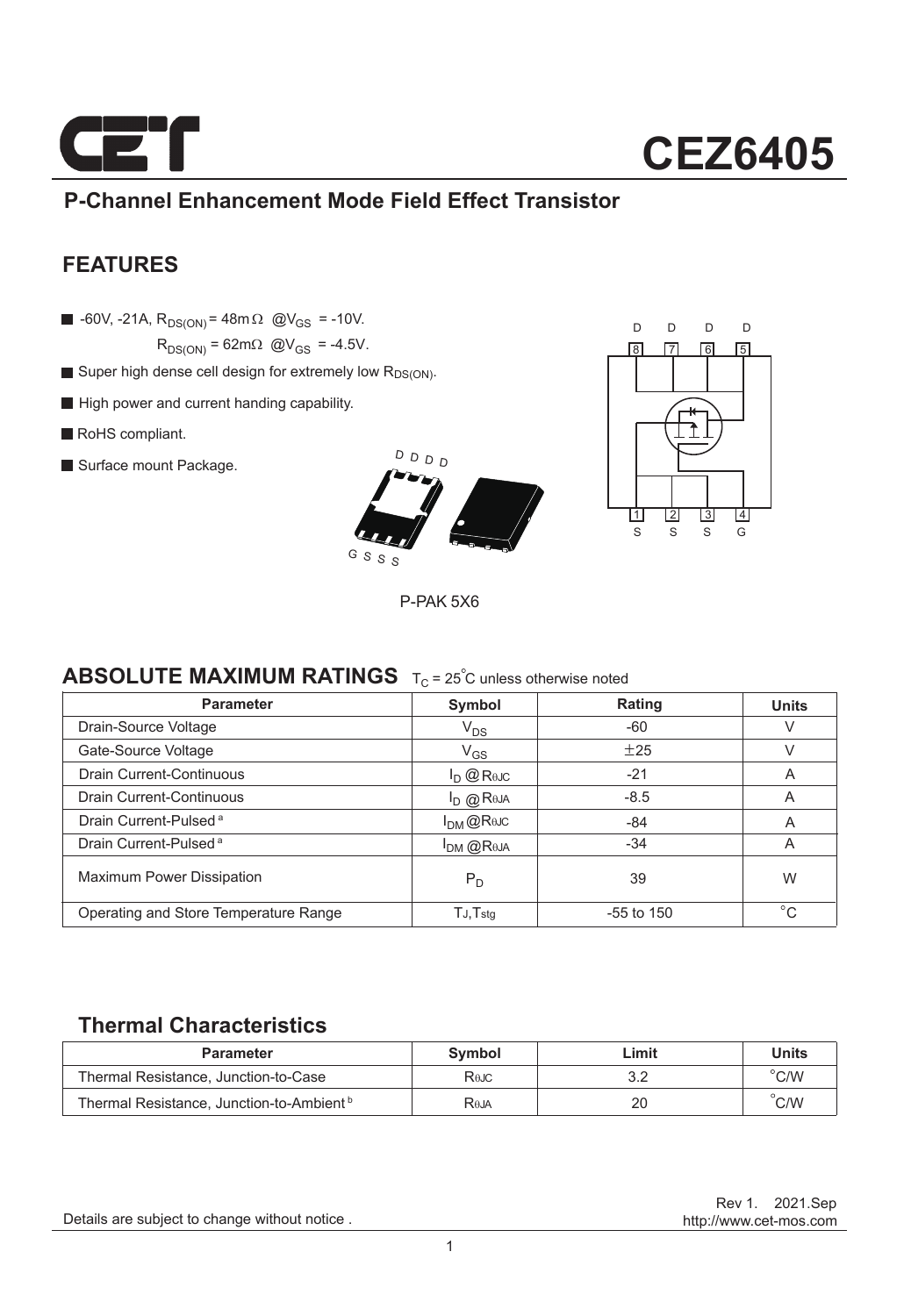# CEZ6405

## P-Channel Enhancement Mode Field Effect Transistor

## FEATURES

- -60V, -21A, $R_{DS(ON)}$ = 48mΩ @$V_{GS}$ = -10V.
  $R_{DS(ON)}$ = 62mΩ @$V_{GS}$ = -4.5V.
- Super high dense cell design for extremely low $R_{DS(ON)}$.
- High power and current handing capability.
- RoHS compliant.
- Surface mount Package.

P-PAK 5X6

## ABSOLUTE MAXIMUM RATINGS $T_C$ = 25°C unless otherwise noted

| Parameter | Symbol | Rating | Units |
|---|---|---|---|
| Drain-Source Voltage | $V_{DS}$ | -60 | V |
| Gate-Source Voltage | $V_{GS}$ | ±25 | V |
| Drain Current-Continuous | $I_D$ @$R_{θJC}$ | -21 | A |
| Drain Current-Continuous | $I_D$ @$R_{θJA}$ | -8.5 | A |
| Drain Current-Pulsed [a] | $I_{DM}$ @$R_{θJC}$ | -84 | A |
| Drain Current-Pulsed [a] | $I_{DM}$ @$R_{θJA}$ | -34 | A |
| Maximum Power Dissipation | $P_D$ | 39 | W |
| Operating and Store Temperature Range | $T_J$,$T_{stg}$ | -55 to 150 | °C |

## Thermal Characteristics

| Parameter | Symbol | Limit | Units |
|---|---|---|---|
| Thermal Resistance, Junction-to-Case | $R_{θJC}$ | 3.2 | °C/W |
| Thermal Resistance, Junction-to-Ambient [b] | $R_{θJA}$ | 20 | °C/W |

Rev 1. 2021.Sep
http://www.cet-mos.com

Details are subject to change without notice .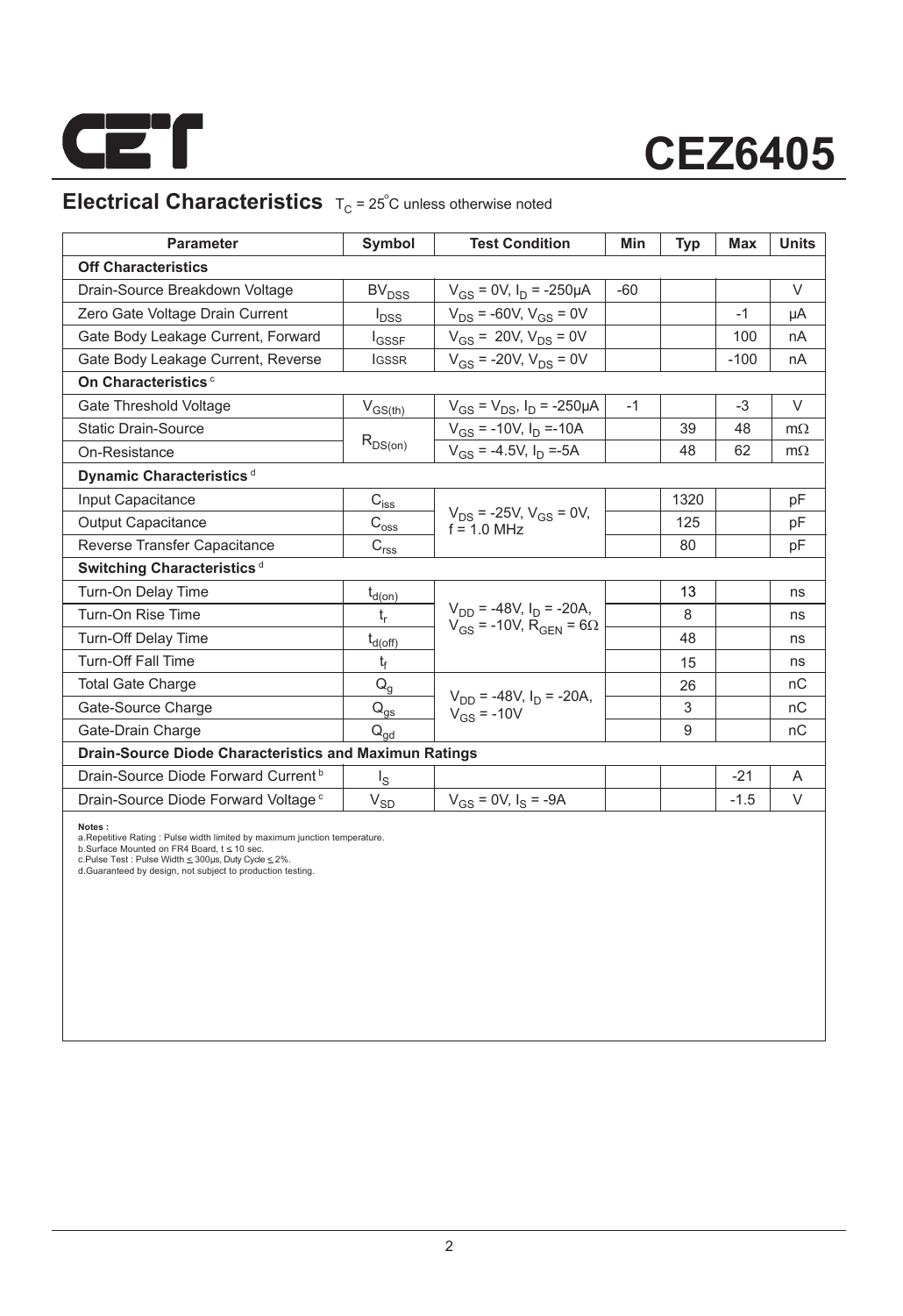# CEZ6405

## Electrical Characteristics $T_C = 25^{\circ}C$ unless otherwise noted

| Parameter | Symbol | Test Condition | Min | Typ | Max | Units |
|---|---|---|---|---|---|---|
| **Off Characteristics** | | | | | | |
| Drain-Source Breakdown Voltage | $BV_{DSS}$ | $V_{GS}$ = 0V, $I_D$ = -250μA | -60 | | | V |
| Zero Gate Voltage Drain Current | $I_{DSS}$ | $V_{DS}$ = -60V, $V_{GS}$ = 0V | | | -1 | μA |
| Gate Body Leakage Current, Forward | $I_{GSSF}$ | $V_{GS}$ = 20V, $V_{DS}$ = 0V | | | 100 | nA |
| Gate Body Leakage Current, Reverse | $I_{GSSR}$ | $V_{GS}$ = -20V, $V_{DS}$ = 0V | | | -100 | nA |
| **On Characteristics** [c] | | | | | | |
| Gate Threshold Voltage | $V_{GS(th)}$ | $V_{GS}$ = $V_{DS}$, $I_D$ = -250μA | -1 | | -3 | V |
| Static Drain-Source On-Resistance | $R_{DS(on)}$ | $V_{GS}$ = -10V, $I_D$ =-10A | | 39 | 48 | mΩ |
| | | $V_{GS}$ = -4.5V, $I_D$ =-5A | | 48 | 62 | mΩ |
| **Dynamic Characteristics** [d] | | | | | | |
| Input Capacitance | $C_{iss}$ | $V_{DS}$ = -25V, $V_{GS}$ = 0V, f = 1.0 MHz | | 1320 | | pF |
| Output Capacitance | $C_{oss}$ | | | 125 | | pF |
| Reverse Transfer Capacitance | $C_{rss}$ | | | 80 | | pF |
| **Switching Characteristics** [d] | | | | | | |
| Turn-On Delay Time | $t_{d(on)}$ | $V_{DD}$ = -48V, $I_D$ = -20A, $V_{GS}$ = -10V, $R_{GEN}$ = 6Ω | | 13 | | ns |
| Turn-On Rise Time | $t_r$ | | | 8 | | ns |
| Turn-Off Delay Time | $t_{d(off)}$ | | | 48 | | ns |
| Turn-Off Fall Time | $t_f$ | | | 15 | | ns |
| Total Gate Charge | $Q_g$ | $V_{DD}$ = -48V, $I_D$ = -20A, $V_{GS}$ = -10V | | 26 | | nC |
| Gate-Source Charge | $Q_{gs}$ | | | 3 | | nC |
| Gate-Drain Charge | $Q_{gd}$ | | | 9 | | nC |
| **Drain-Source Diode Characteristics and Maximun Ratings** | | | | | | |
| Drain-Source Diode Forward Current [b] | $I_S$ | | | | -21 | A |
| Drain-Source Diode Forward Voltage [c] | $V_{SD}$ | $V_{GS}$ = 0V, $I_S$ = -9A | | | -1.5 | V |

**Notes :**
a.Repetitive Rating : Pulse width limited by maximum junction temperature.
b.Surface Mounted on FR4 Board, t ≤ 10 sec.
c.Pulse Test : Pulse Width ≤ 300μs, Duty Cycle ≤ 2%.
d.Guaranteed by design, not subject to production testing.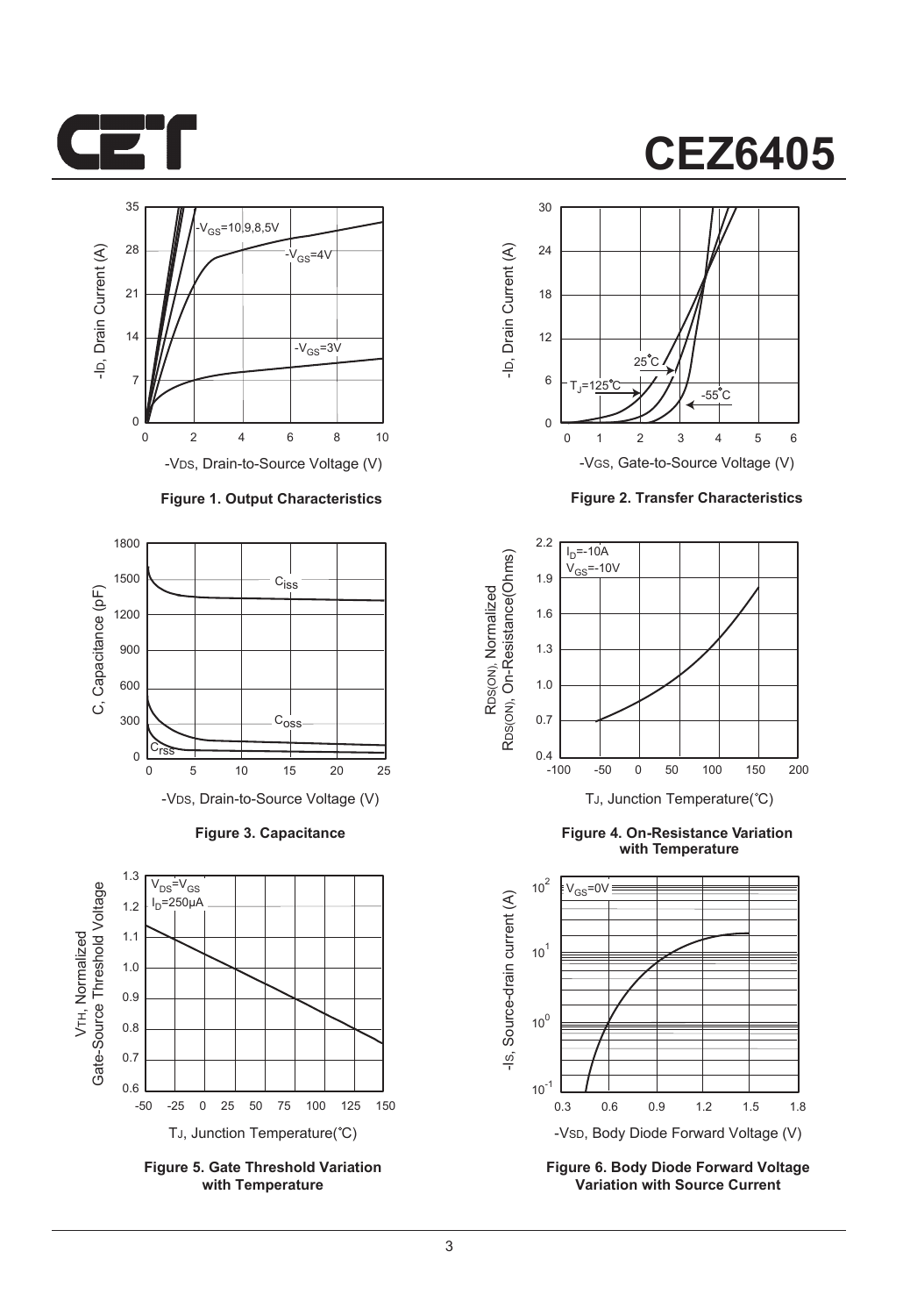Figure 1. Output Characteristics

Figure 2. Transfer Characteristics

Figure 3. Capacitance

Figure 4. On-Resistance Variation with Temperature

Figure 5. Gate Threshold Variation with Temperature

Figure 6. Body Diode Forward Voltage Variation with Source Current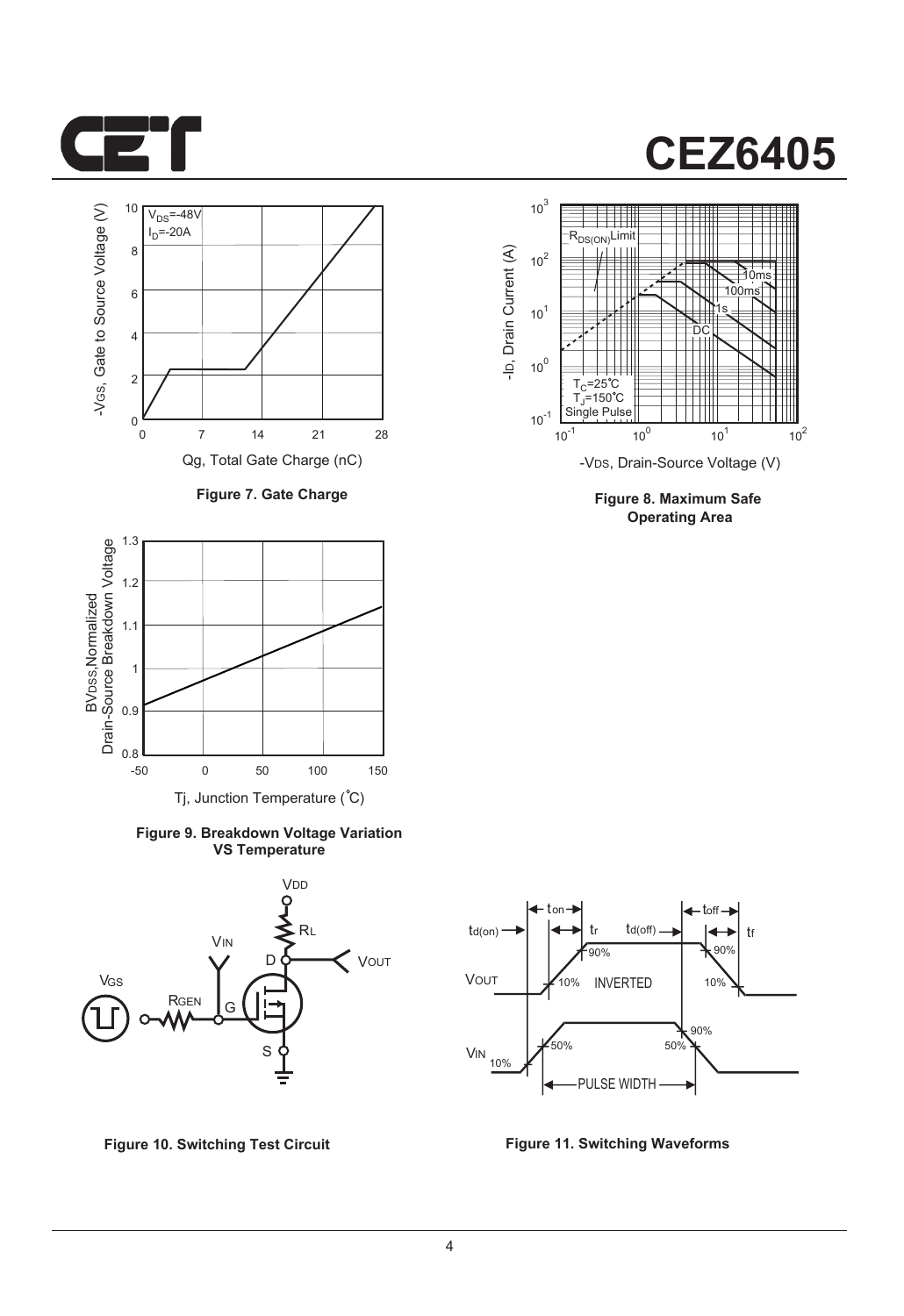Figure 7. Gate Charge

Figure 8. Maximum Safe Operating Area

Figure 9. Breakdown Voltage Variation VS Temperature

Figure 10. Switching Test Circuit

Figure 11. Switching Waveforms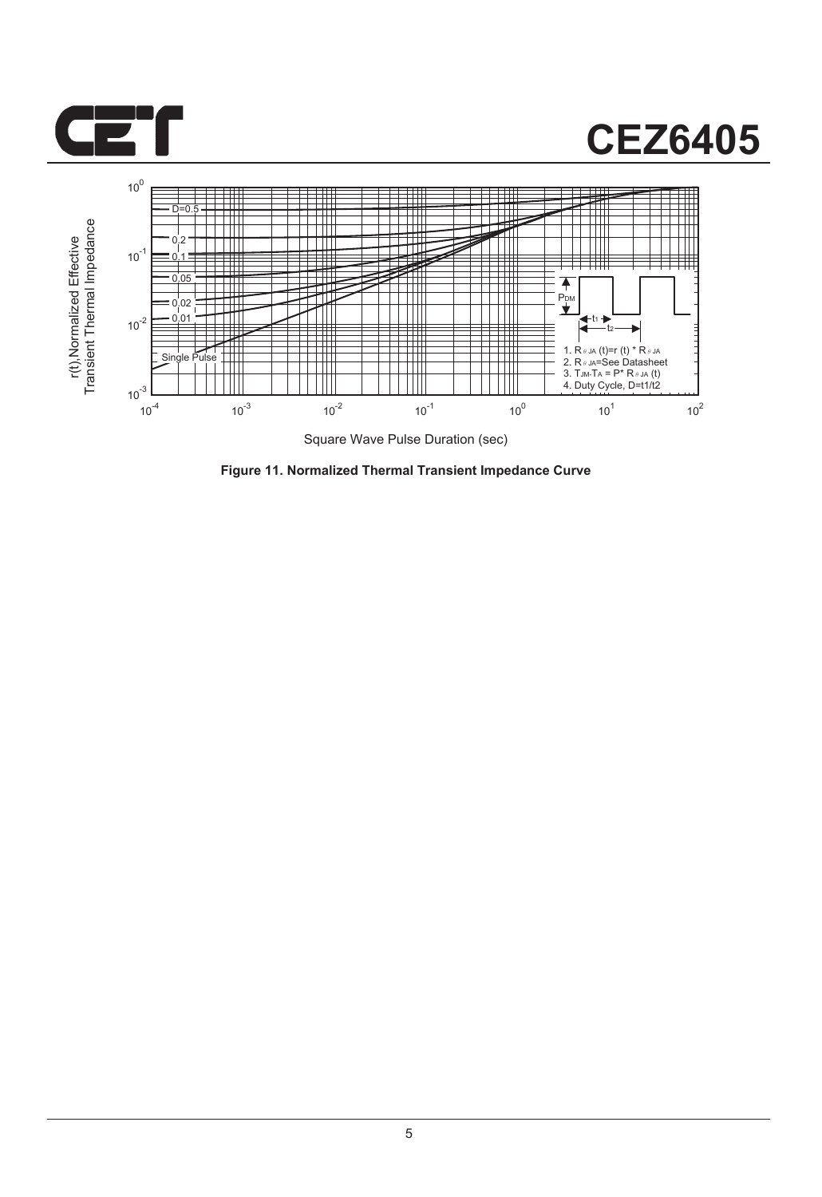Figure 11. Normalized Thermal Transient Impedance Curve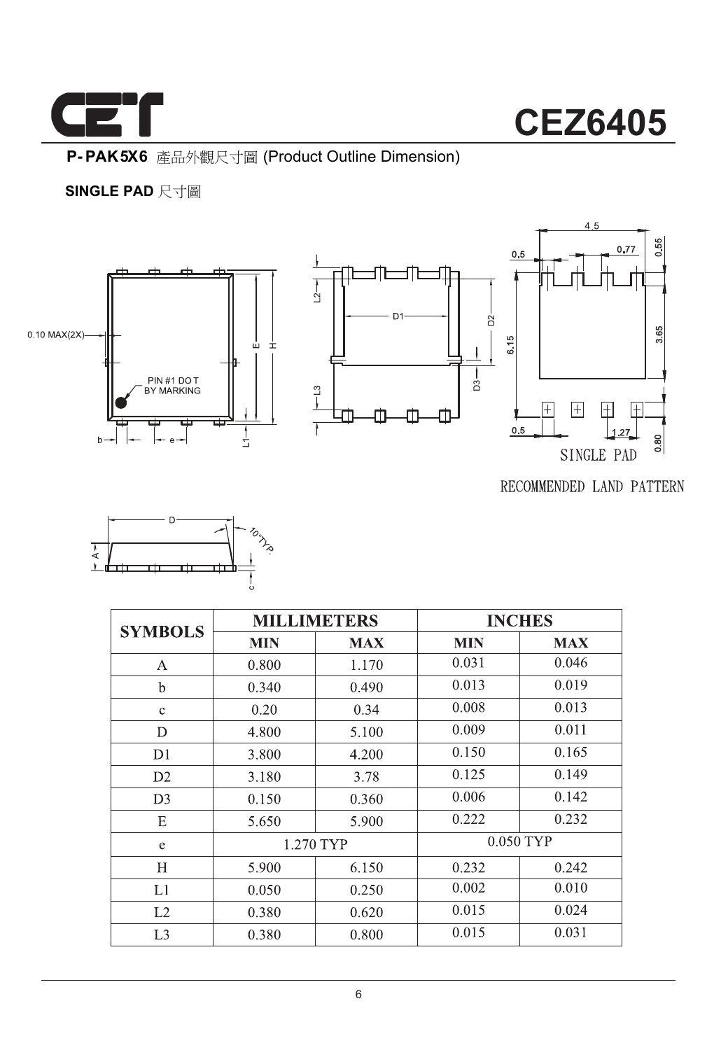**CEZ6405**

**P-PAK5X6** 產品外觀尺寸圖 (Product Outline Dimension)

**SINGLE PAD** 尺寸圖

0.10 MAX(2X)

PIN #1 DOT BY MARKING

b e E H L1 L2 D1 D2 D3 L3

4.5
0.5
0.77
0.55
6.15
3.65
0.5
1.27
0.80
SINGLE PAD

RECOMMENDED LAND PATTERN

D
A
10°TYP.
c

| SYMBOLS | MILLIMETERS | | INCHES | |
|---|---|---|---|---|
| | MIN | MAX | MIN | MAX |
| A | 0.800 | 1.170 | 0.031 | 0.046 |
| b | 0.340 | 0.490 | 0.013 | 0.019 |
| c | 0.20 | 0.34 | 0.008 | 0.013 |
| D | 4.800 | 5.100 | 0.009 | 0.011 |
| D1 | 3.800 | 4.200 | 0.150 | 0.165 |
| D2 | 3.180 | 3.78 | 0.125 | 0.149 |
| D3 | 0.150 | 0.360 | 0.006 | 0.142 |
| E | 5.650 | 5.900 | 0.222 | 0.232 |
| e | 1.270 TYP | | 0.050 TYP | |
| H | 5.900 | 6.150 | 0.232 | 0.242 |
| L1 | 0.050 | 0.250 | 0.002 | 0.010 |
| L2 | 0.380 | 0.620 | 0.015 | 0.024 |
| L3 | 0.380 | 0.800 | 0.015 | 0.031 |